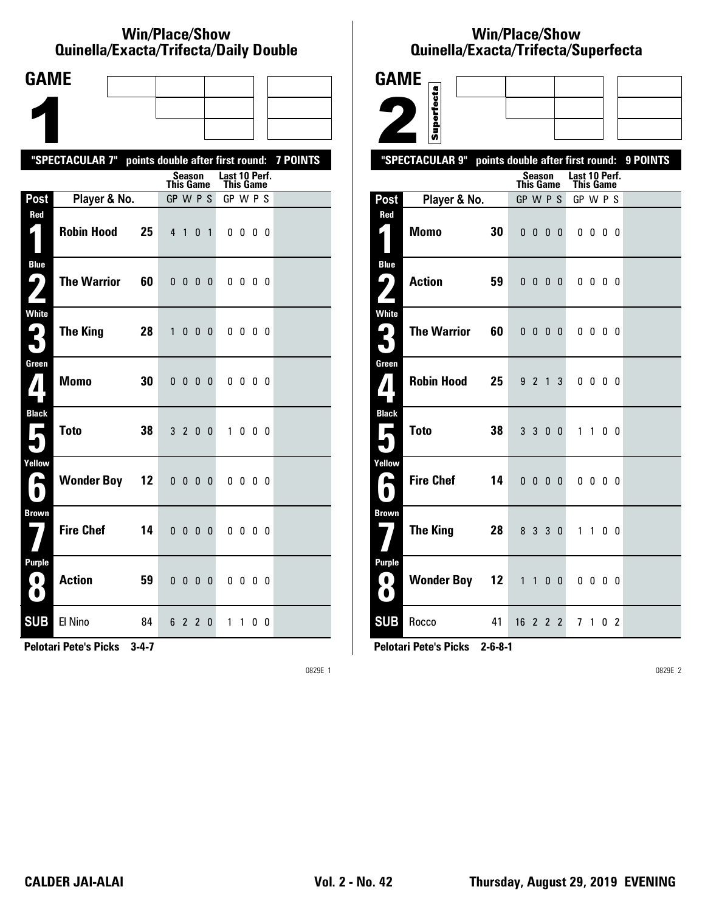## Win/Place/Show
## Quinella/Exacta/Trifecta/Daily Double

# GAME 1

"SPECTACULAR 7" points double after first round: 7 POINTS

| Post | Player & No. | | Season This Game GP W P S | Last 10 Perf. This Game GP W P S |
|---|---|---|---|---|
| Red 1 | Robin Hood | 25 | 4 1 0 1 | 0 0 0 0 |
| Blue 2 | The Warrior | 60 | 0 0 0 0 | 0 0 0 0 |
| White 3 | The King | 28 | 1 0 0 0 | 0 0 0 0 |
| Green 4 | Momo | 30 | 0 0 0 0 | 0 0 0 0 |
| Black 5 | Toto | 38 | 3 2 0 0 | 1 0 0 0 |
| Yellow 6 | Wonder Boy | 12 | 0 0 0 0 | 0 0 0 0 |
| Brown 7 | Fire Chef | 14 | 0 0 0 0 | 0 0 0 0 |
| Purple 8 | Action | 59 | 0 0 0 0 | 0 0 0 0 |
| SUB | El Nino | 84 | 6 2 2 0 | 1 1 0 0 |

**Pelotari Pete's Picks 3-4-7**

0829E 1

## Win/Place/Show
## Quinella/Exacta/Trifecta/Superfecta

# GAME 2

Superfecta

"SPECTACULAR 9" points double after first round: 9 POINTS

| Post | Player & No. | | Season This Game GP W P S | Last 10 Perf. This Game GP W P S |
|---|---|---|---|---|
| Red 1 | Momo | 30 | 0 0 0 0 | 0 0 0 0 |
| Blue 2 | Action | 59 | 0 0 0 0 | 0 0 0 0 |
| White 3 | The Warrior | 60 | 0 0 0 0 | 0 0 0 0 |
| Green 4 | Robin Hood | 25 | 9 2 1 3 | 0 0 0 0 |
| Black 5 | Toto | 38 | 3 3 0 0 | 1 1 0 0 |
| Yellow 6 | Fire Chef | 14 | 0 0 0 0 | 0 0 0 0 |
| Brown 7 | The King | 28 | 8 3 3 0 | 1 1 0 0 |
| Purple 8 | Wonder Boy | 12 | 1 1 0 0 | 0 0 0 0 |
| SUB | Rocco | 41 | 16 2 2 2 | 7 1 0 2 |

**Pelotari Pete's Picks 2-6-8-1**

0829E 2

CALDER JAI-ALAI Vol. 2 - No. 42 Thursday, August 29, 2019 EVENING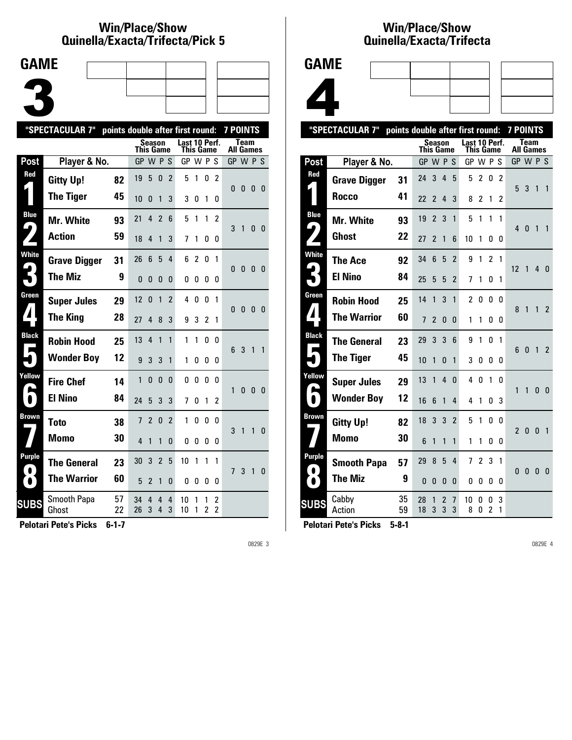## Win/Place/Show Quinella/Exacta/Trifecta/Pick 5

# GAME 3

"SPECTACULAR 7" points double after first round: 7 POINTS

| Post | Player & No. | | Season This Game GP | W | P | S | Last 10 Perf. This Game GP | W | P | S | Team All Games GP | W | P | S |
|---|---|---|---|---|---|---|---|---|---|---|---|---|---|---|
| Red 1 | Gitty Up! | 82 | 19 | 5 | 0 | 2 | 5 | 1 | 0 | 2 | 0 | 0 | 0 | 0 |
| | The Tiger | 45 | 10 | 0 | 1 | 3 | 3 | 0 | 1 | 0 | | | | |
| Blue 2 | Mr. White | 93 | 21 | 4 | 2 | 6 | 5 | 1 | 1 | 2 | 3 | 1 | 0 | 0 |
| | Action | 59 | 18 | 4 | 1 | 3 | 7 | 1 | 0 | 0 | | | | |
| White 3 | Grave Digger | 31 | 26 | 6 | 5 | 4 | 6 | 2 | 0 | 1 | 0 | 0 | 0 | 0 |
| | The Miz | 9 | 0 | 0 | 0 | 0 | 0 | 0 | 0 | 0 | | | | |
| Green 4 | Super Jules | 29 | 12 | 0 | 1 | 2 | 4 | 0 | 0 | 1 | 0 | 0 | 0 | 0 |
| | The King | 28 | 27 | 4 | 8 | 3 | 9 | 3 | 2 | 1 | | | | |
| Black 5 | Robin Hood | 25 | 13 | 4 | 1 | 1 | 1 | 1 | 0 | 0 | 6 | 3 | 1 | 1 |
| | Wonder Boy | 12 | 9 | 3 | 3 | 1 | 1 | 0 | 0 | 0 | | | | |
| Yellow 6 | Fire Chef | 14 | 1 | 0 | 0 | 0 | 0 | 0 | 0 | 0 | 1 | 0 | 0 | 0 |
| | El Nino | 84 | 24 | 5 | 3 | 3 | 7 | 0 | 1 | 2 | | | | |
| Brown 7 | Toto | 38 | 7 | 2 | 0 | 2 | 1 | 0 | 0 | 0 | 3 | 1 | 1 | 0 |
| | Momo | 30 | 4 | 1 | 1 | 0 | 0 | 0 | 0 | 0 | | | | |
| Purple 8 | The General | 23 | 30 | 3 | 2 | 5 | 10 | 1 | 1 | 1 | 7 | 3 | 1 | 0 |
| | The Warrior | 60 | 5 | 2 | 1 | 0 | 0 | 0 | 0 | 0 | | | | |
| SUBS | Smooth Papa | 57 | 34 | 4 | 4 | 4 | 10 | 1 | 1 | 2 | | | | |
| | Ghost | 22 | 26 | 3 | 4 | 3 | 10 | 1 | 2 | 2 | | | | |

**Pelotari Pete's Picks 6-1-7**

## Win/Place/Show Quinella/Exacta/Trifecta

# GAME 4

"SPECTACULAR 7" points double after first round: 7 POINTS

| Post | Player & No. | | Season This Game GP | W | P | S | Last 10 Perf. This Game GP | W | P | S | Team All Games GP | W | P | S |
|---|---|---|---|---|---|---|---|---|---|---|---|---|---|---|
| Red 1 | Grave Digger | 31 | 24 | 3 | 4 | 5 | 5 | 2 | 0 | 2 | 5 | 3 | 1 | 1 |
| | Rocco | 41 | 22 | 2 | 4 | 3 | 8 | 2 | 1 | 2 | | | | |
| Blue 2 | Mr. White | 93 | 19 | 2 | 3 | 1 | 5 | 1 | 1 | 1 | 4 | 0 | 1 | 1 |
| | Ghost | 22 | 27 | 2 | 1 | 6 | 10 | 1 | 0 | 0 | | | | |
| White 3 | The Ace | 92 | 34 | 6 | 5 | 2 | 9 | 1 | 2 | 1 | 12 | 1 | 4 | 0 |
| | El Nino | 84 | 25 | 5 | 5 | 2 | 7 | 1 | 0 | 1 | | | | |
| Green 4 | Robin Hood | 25 | 14 | 1 | 3 | 1 | 2 | 0 | 0 | 0 | 8 | 1 | 1 | 2 |
| | The Warrior | 60 | 7 | 2 | 0 | 0 | 1 | 1 | 0 | 0 | | | | |
| Black 5 | The General | 23 | 29 | 3 | 3 | 6 | 9 | 1 | 0 | 1 | 6 | 0 | 1 | 2 |
| | The Tiger | 45 | 10 | 1 | 0 | 1 | 3 | 0 | 0 | 0 | | | | |
| Yellow 6 | Super Jules | 29 | 13 | 1 | 4 | 0 | 4 | 0 | 1 | 0 | 1 | 1 | 0 | 0 |
| | Wonder Boy | 12 | 16 | 6 | 1 | 4 | 4 | 1 | 0 | 3 | | | | |
| Brown 7 | Gitty Up! | 82 | 18 | 3 | 3 | 2 | 5 | 1 | 0 | 0 | 2 | 0 | 0 | 1 |
| | Momo | 30 | 6 | 1 | 1 | 1 | 1 | 1 | 0 | 0 | | | | |
| Purple 8 | Smooth Papa | 57 | 29 | 8 | 5 | 4 | 7 | 2 | 3 | 1 | 0 | 0 | 0 | 0 |
| | The Miz | 9 | 0 | 0 | 0 | 0 | 0 | 0 | 0 | 0 | | | | |
| SUBS | Cabby | 35 | 28 | 1 | 2 | 7 | 10 | 0 | 0 | 3 | | | | |
| | Action | 59 | 18 | 3 | 3 | 3 | 8 | 0 | 2 | 1 | | | | |

**Pelotari Pete's Picks 5-8-1**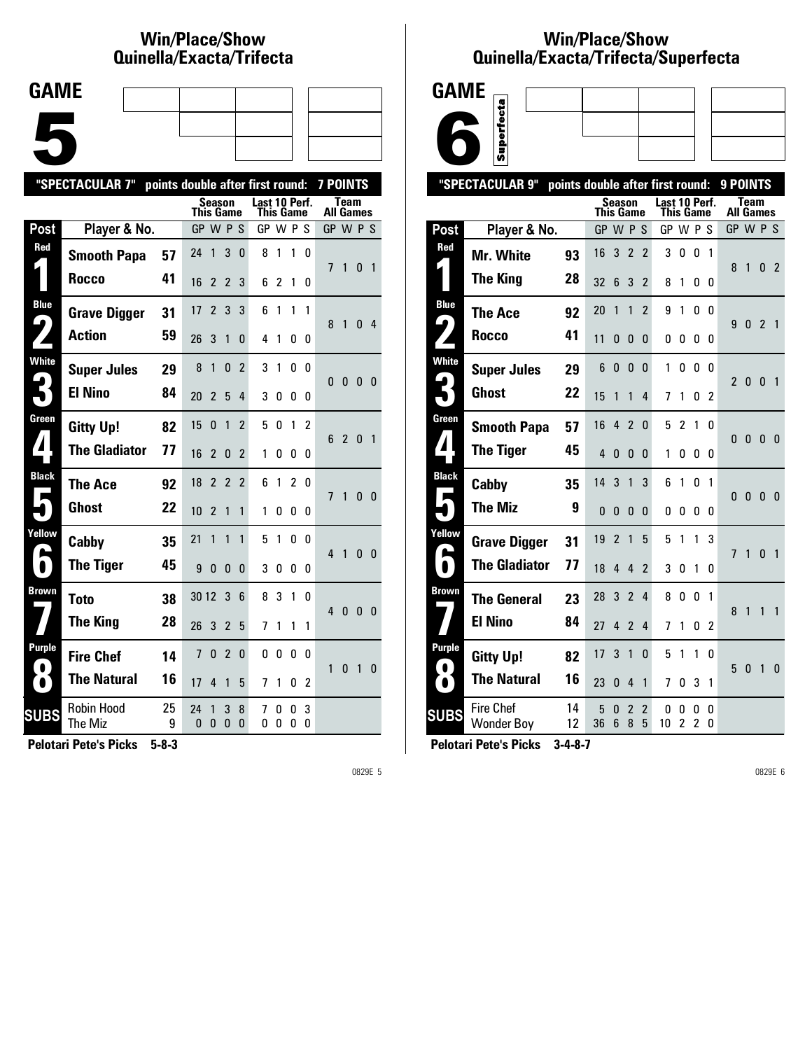# Win/Place/Show Quinella/Exacta/Trifecta

## GAME 5

**"SPECTACULAR 7" points double after first round: 7 POINTS**

| Post | Player & No. | | Season This Game GP | W | P | S | Last 10 Perf. This Game GP | W | P | S | Team All Games GP | W | P | S |
|---|---|---|---|---|---|---|---|---|---|---|---|---|---|---|
| Red 1 | Smooth Papa | 57 | 24 | 1 | 3 | 0 | 8 | 1 | 1 | 0 | 7 | 1 | 0 | 1 |
| | Rocco | 41 | 16 | 2 | 2 | 3 | 6 | 2 | 1 | 0 | | | | |
| Blue 2 | Grave Digger | 31 | 17 | 2 | 3 | 3 | 6 | 1 | 1 | 1 | 8 | 1 | 0 | 4 |
| | Action | 59 | 26 | 3 | 1 | 0 | 4 | 1 | 0 | 0 | | | | |
| White 3 | Super Jules | 29 | 8 | 1 | 0 | 2 | 3 | 1 | 0 | 0 | 0 | 0 | 0 | 0 |
| | El Nino | 84 | 20 | 2 | 5 | 4 | 3 | 0 | 0 | 0 | | | | |
| Green 4 | Gitty Up! | 82 | 15 | 0 | 1 | 2 | 5 | 0 | 1 | 2 | 6 | 2 | 0 | 1 |
| | The Gladiator | 77 | 16 | 2 | 0 | 2 | 1 | 0 | 0 | 0 | | | | |
| Black 5 | The Ace | 92 | 18 | 2 | 2 | 2 | 6 | 1 | 2 | 0 | 7 | 1 | 0 | 0 |
| | Ghost | 22 | 10 | 2 | 1 | 1 | 1 | 0 | 0 | 0 | | | | |
| Yellow 6 | Cabby | 35 | 21 | 1 | 1 | 1 | 5 | 1 | 0 | 0 | 4 | 1 | 0 | 0 |
| | The Tiger | 45 | 9 | 0 | 0 | 0 | 3 | 0 | 0 | 0 | | | | |
| Brown 7 | Toto | 38 | 30 | 12 | 3 | 6 | 8 | 3 | 1 | 0 | 4 | 0 | 0 | 0 |
| | The King | 28 | 26 | 3 | 2 | 5 | 7 | 1 | 1 | 1 | | | | |
| Purple 8 | Fire Chef | 14 | 7 | 0 | 2 | 0 | 0 | 0 | 0 | 0 | 1 | 0 | 1 | 0 |
| | The Natural | 16 | 17 | 4 | 1 | 5 | 7 | 1 | 0 | 2 | | | | |
| SUBS | Robin Hood | 25 | 24 | 1 | 3 | 8 | 7 | 0 | 0 | 3 | | | | |
| | The Miz | 9 | 0 | 0 | 0 | 0 | 0 | 0 | 0 | 0 | | | | |

**Pelotari Pete's Picks 5-8-3**

0829E 5

# Win/Place/Show Quinella/Exacta/Trifecta/Superfecta

## GAME 6 (Superfecta)

**"SPECTACULAR 9" points double after first round: 9 POINTS**

| Post | Player & No. | | Season This Game GP | W | P | S | Last 10 Perf. This Game GP | W | P | S | Team All Games GP | W | P | S |
|---|---|---|---|---|---|---|---|---|---|---|---|---|---|---|
| Red 1 | Mr. White | 93 | 16 | 3 | 2 | 2 | 3 | 0 | 0 | 1 | 8 | 1 | 0 | 2 |
| | The King | 28 | 32 | 6 | 3 | 2 | 8 | 1 | 0 | 0 | | | | |
| Blue 2 | The Ace | 92 | 20 | 1 | 1 | 2 | 9 | 1 | 0 | 0 | 9 | 0 | 2 | 1 |
| | Rocco | 41 | 11 | 0 | 0 | 0 | 0 | 0 | 0 | 0 | | | | |
| White 3 | Super Jules | 29 | 6 | 0 | 0 | 0 | 1 | 0 | 0 | 0 | 2 | 0 | 0 | 1 |
| | Ghost | 22 | 15 | 1 | 1 | 4 | 7 | 1 | 0 | 2 | | | | |
| Green 4 | Smooth Papa | 57 | 16 | 4 | 2 | 0 | 5 | 2 | 1 | 0 | 0 | 0 | 0 | 0 |
| | The Tiger | 45 | 4 | 0 | 0 | 0 | 1 | 0 | 0 | 0 | | | | |
| Black 5 | Cabby | 35 | 14 | 3 | 1 | 3 | 6 | 1 | 0 | 1 | 0 | 0 | 0 | 0 |
| | The Miz | 9 | 0 | 0 | 0 | 0 | 0 | 0 | 0 | 0 | | | | |
| Yellow 6 | Grave Digger | 31 | 19 | 2 | 1 | 5 | 5 | 1 | 1 | 3 | 7 | 1 | 0 | 1 |
| | The Gladiator | 77 | 18 | 4 | 4 | 2 | 3 | 0 | 1 | 0 | | | | |
| Brown 7 | The General | 23 | 28 | 3 | 2 | 4 | 8 | 0 | 0 | 1 | 8 | 1 | 1 | 1 |
| | El Nino | 84 | 27 | 4 | 2 | 4 | 7 | 1 | 0 | 2 | | | | |
| Purple 8 | Gitty Up! | 82 | 17 | 3 | 1 | 0 | 5 | 1 | 1 | 0 | 5 | 0 | 1 | 0 |
| | The Natural | 16 | 23 | 0 | 4 | 1 | 7 | 0 | 3 | 1 | | | | |
| SUBS | Fire Chef | 14 | 5 | 0 | 2 | 2 | 0 | 0 | 0 | 0 | | | | |
| | Wonder Boy | 12 | 36 | 6 | 8 | 5 | 10 | 2 | 2 | 0 | | | | |

**Pelotari Pete's Picks 3-4-8-7**

0829E 6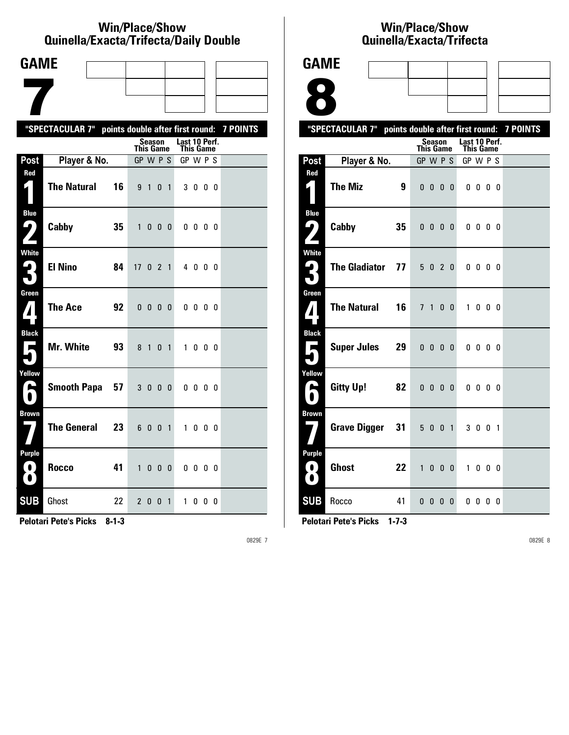## Win/Place/Show Quinella/Exacta/Trifecta/Daily Double

# GAME 7

"SPECTACULAR 7" points double after first round: 7 POINTS

| Post | Player & No. | | Season This Game GP W P S | Last 10 Perf. This Game GP W P S |
|---|---|---|---|---|
| Red 1 | The Natural | 16 | 9 1 0 1 | 3 0 0 0 |
| Blue 2 | Cabby | 35 | 1 0 0 0 | 0 0 0 0 |
| White 3 | El Nino | 84 | 17 0 2 1 | 4 0 0 0 |
| Green 4 | The Ace | 92 | 0 0 0 0 | 0 0 0 0 |
| Black 5 | Mr. White | 93 | 8 1 0 1 | 1 0 0 0 |
| Yellow 6 | Smooth Papa | 57 | 3 0 0 0 | 0 0 0 0 |
| Brown 7 | The General | 23 | 6 0 0 1 | 1 0 0 0 |
| Purple 8 | Rocco | 41 | 1 0 0 0 | 0 0 0 0 |
| SUB | Ghost | 22 | 2 0 0 1 | 1 0 0 0 |

**Pelotari Pete's Picks 8-1-3**

0829E 7

## Win/Place/Show Quinella/Exacta/Trifecta

# GAME 8

"SPECTACULAR 7" points double after first round: 7 POINTS

| Post | Player & No. | | Season This Game GP W P S | Last 10 Perf. This Game GP W P S |
|---|---|---|---|---|
| Red 1 | The Miz | 9 | 0 0 0 0 | 0 0 0 0 |
| Blue 2 | Cabby | 35 | 0 0 0 0 | 0 0 0 0 |
| White 3 | The Gladiator | 77 | 5 0 2 0 | 0 0 0 0 |
| Green 4 | The Natural | 16 | 7 1 0 0 | 1 0 0 0 |
| Black 5 | Super Jules | 29 | 0 0 0 0 | 0 0 0 0 |
| Yellow 6 | Gitty Up! | 82 | 0 0 0 0 | 0 0 0 0 |
| Brown 7 | Grave Digger | 31 | 5 0 0 1 | 3 0 0 1 |
| Purple 8 | Ghost | 22 | 1 0 0 0 | 1 0 0 0 |
| SUB | Rocco | 41 | 0 0 0 0 | 0 0 0 0 |

**Pelotari Pete's Picks 1-7-3**

0829E 8